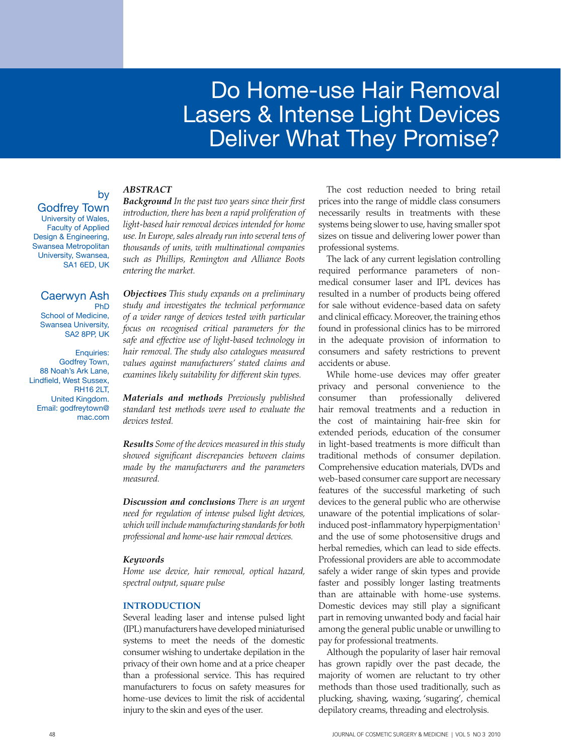# Do Home-use Hair Removal Lasers & Intense Light Devices Deliver What They Promise?

by

**Godfrey Town**
University of Wales, Faculty of Applied Design & Engineering, Swansea Metropolitan University, Swansea, SA1 6ED, UK

**Caerwyn Ash**
PhD
School of Medicine, Swansea University, SA2 8PP, UK

Enquiries:
Godfrey Town, 88 Noah's Ark Lane, Lindfield, West Sussex, RH16 2LT, United Kingdom.
Email: godfreytown@mac.com

## ABSTRACT

***Background*** *In the past two years since their first introduction, there has been a rapid proliferation of light-based hair removal devices intended for home use. In Europe, sales already run into several tens of thousands of units, with multinational companies such as Phillips, Remington and Alliance Boots entering the market.*

***Objectives*** *This study expands on a preliminary study and investigates the technical performance of a wider range of devices tested with particular focus on recognised critical parameters for the safe and effective use of light-based technology in hair removal. The study also catalogues measured values against manufacturers' stated claims and examines likely suitability for different skin types.*

***Materials and methods*** *Previously published standard test methods were used to evaluate the devices tested.*

***Results*** *Some of the devices measured in this study showed significant discrepancies between claims made by the manufacturers and the parameters measured.*

***Discussion and conclusions*** *There is an urgent need for regulation of intense pulsed light devices, which will include manufacturing standards for both professional and home-use hair removal devices.*

### Keywords

*Home use device, hair removal, optical hazard, spectral output, square pulse*

## INTRODUCTION

Several leading laser and intense pulsed light (IPL) manufacturers have developed miniaturised systems to meet the needs of the domestic consumer wishing to undertake depilation in the privacy of their own home and at a price cheaper than a professional service. This has required manufacturers to focus on safety measures for home-use devices to limit the risk of accidental injury to the skin and eyes of the user.

The cost reduction needed to bring retail prices into the range of middle class consumers necessarily results in treatments with these systems being slower to use, having smaller spot sizes on tissue and delivering lower power than professional systems.

The lack of any current legislation controlling required performance parameters of non-medical consumer laser and IPL devices has resulted in a number of products being offered for sale without evidence-based data on safety and clinical efficacy. Moreover, the training ethos found in professional clinics has to be mirrored in the adequate provision of information to consumers and safety restrictions to prevent accidents or abuse.

While home-use devices may offer greater privacy and personal convenience to the consumer than professionally delivered hair removal treatments and a reduction in the cost of maintaining hair-free skin for extended periods, education of the consumer in light-based treatments is more difficult than traditional methods of consumer depilation. Comprehensive education materials, DVDs and web-based consumer care support are necessary features of the successful marketing of such devices to the general public who are otherwise unaware of the potential implications of solar-induced post-inflammatory hyperpigmentation[1] and the use of some photosensitive drugs and herbal remedies, which can lead to side effects. Professional providers are able to accommodate safely a wider range of skin types and provide faster and possibly longer lasting treatments than are attainable with home-use systems. Domestic devices may still play a significant part in removing unwanted body and facial hair among the general public unable or unwilling to pay for professional treatments.

Although the popularity of laser hair removal has grown rapidly over the past decade, the majority of women are reluctant to try other methods than those used traditionally, such as plucking, shaving, waxing, 'sugaring', chemical depilatory creams, threading and electrolysis.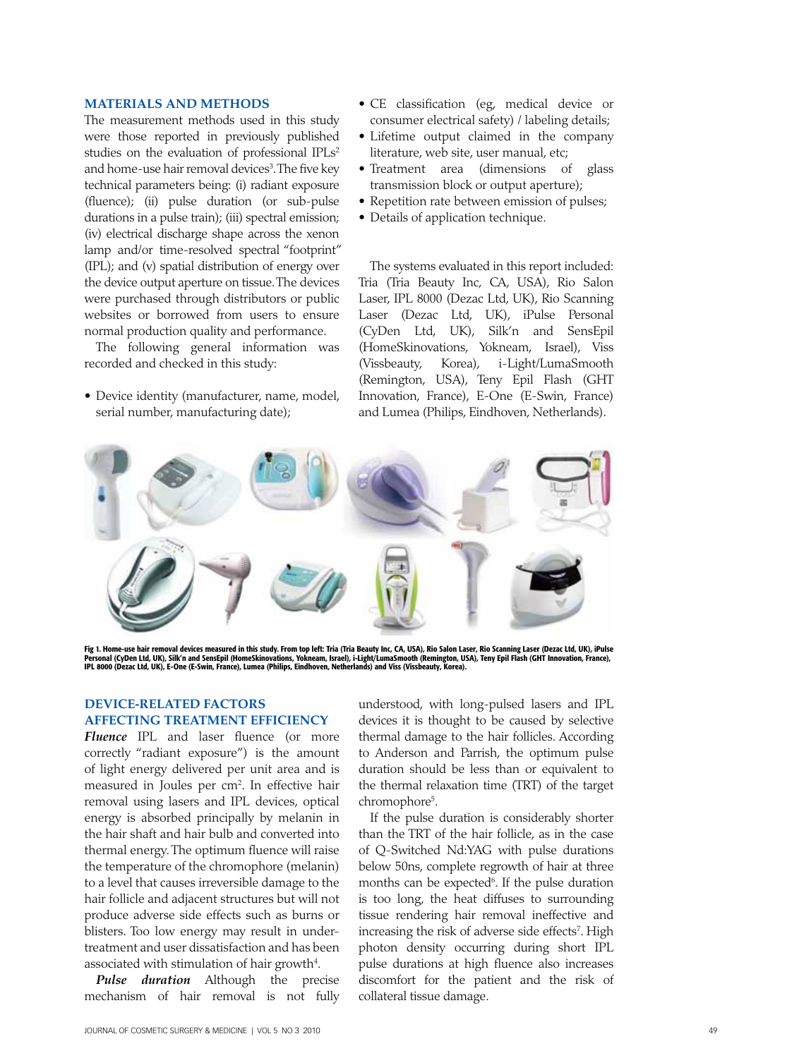## MATERIALS AND METHODS

The measurement methods used in this study were those reported in previously published studies on the evaluation of professional IPLs[2] and home-use hair removal devices[3]. The five key technical parameters being: (i) radiant exposure (fluence); (ii) pulse duration (or sub-pulse durations in a pulse train); (iii) spectral emission; (iv) electrical discharge shape across the xenon lamp and/or time-resolved spectral "footprint" (IPL); and (v) spatial distribution of energy over the device output aperture on tissue. The devices were purchased through distributors or public websites or borrowed from users to ensure normal production quality and performance.

The following general information was recorded and checked in this study:

- Device identity (manufacturer, name, model, serial number, manufacturing date);
- CE classification (eg, medical device or consumer electrical safety) / labeling details;
- Lifetime output claimed in the company literature, web site, user manual, etc;
- Treatment area (dimensions of glass transmission block or output aperture);
- Repetition rate between emission of pulses;
- Details of application technique.

The systems evaluated in this report included: Tria (Tria Beauty Inc, CA, USA), Rio Salon Laser, IPL 8000 (Dezac Ltd, UK), Rio Scanning Laser (Dezac Ltd, UK), iPulse Personal (CyDen Ltd, UK), Silk'n and SensEpil (HomeSkinovations, Yokneam, Israel), Viss (Vissbeauty, Korea), i-Light/LumaSmooth (Remington, USA), Teny Epil Flash (GHT Innovation, France), E-One (E-Swin, France) and Lumea (Philips, Eindhoven, Netherlands).

**Fig 1. Home-use hair removal devices measured in this study. From top left: Tria (Tria Beauty Inc, CA, USA), Rio Salon Laser, Rio Scanning Laser (Dezac Ltd, UK), iPulse Personal (CyDen Ltd, UK), Silk'n and SensEpil (HomeSkinovations, Yokneam, Israel), i-Light/LumaSmooth (Remington, USA), Teny Epil Flash (GHT Innovation, France), IPL 8000 (Dezac Ltd, UK), E-One (E-Swin, France), Lumea (Philips, Eindhoven, Netherlands) and Viss (Vissbeauty, Korea).**

## DEVICE-RELATED FACTORS AFFECTING TREATMENT EFFICIENCY

***Fluence*** IPL and laser fluence (or more correctly "radiant exposure") is the amount of light energy delivered per unit area and is measured in Joules per cm$^2$. In effective hair removal using lasers and IPL devices, optical energy is absorbed principally by melanin in the hair shaft and hair bulb and converted into thermal energy. The optimum fluence will raise the temperature of the chromophore (melanin) to a level that causes irreversible damage to the hair follicle and adjacent structures but will not produce adverse side effects such as burns or blisters. Too low energy may result in under-treatment and user dissatisfaction and has been associated with stimulation of hair growth[4].

***Pulse duration*** Although the precise mechanism of hair removal is not fully understood, with long-pulsed lasers and IPL devices it is thought to be caused by selective thermal damage to the hair follicles. According to Anderson and Parrish, the optimum pulse duration should be less than or equivalent to the thermal relaxation time (TRT) of the target chromophore[5].

If the pulse duration is considerably shorter than the TRT of the hair follicle, as in the case of Q-Switched Nd:YAG with pulse durations below 50ns, complete regrowth of hair at three months can be expected[6]. If the pulse duration is too long, the heat diffuses to surrounding tissue rendering hair removal ineffective and increasing the risk of adverse side effects[7]. High photon density occurring during short IPL pulse durations at high fluence also increases discomfort for the patient and the risk of collateral tissue damage.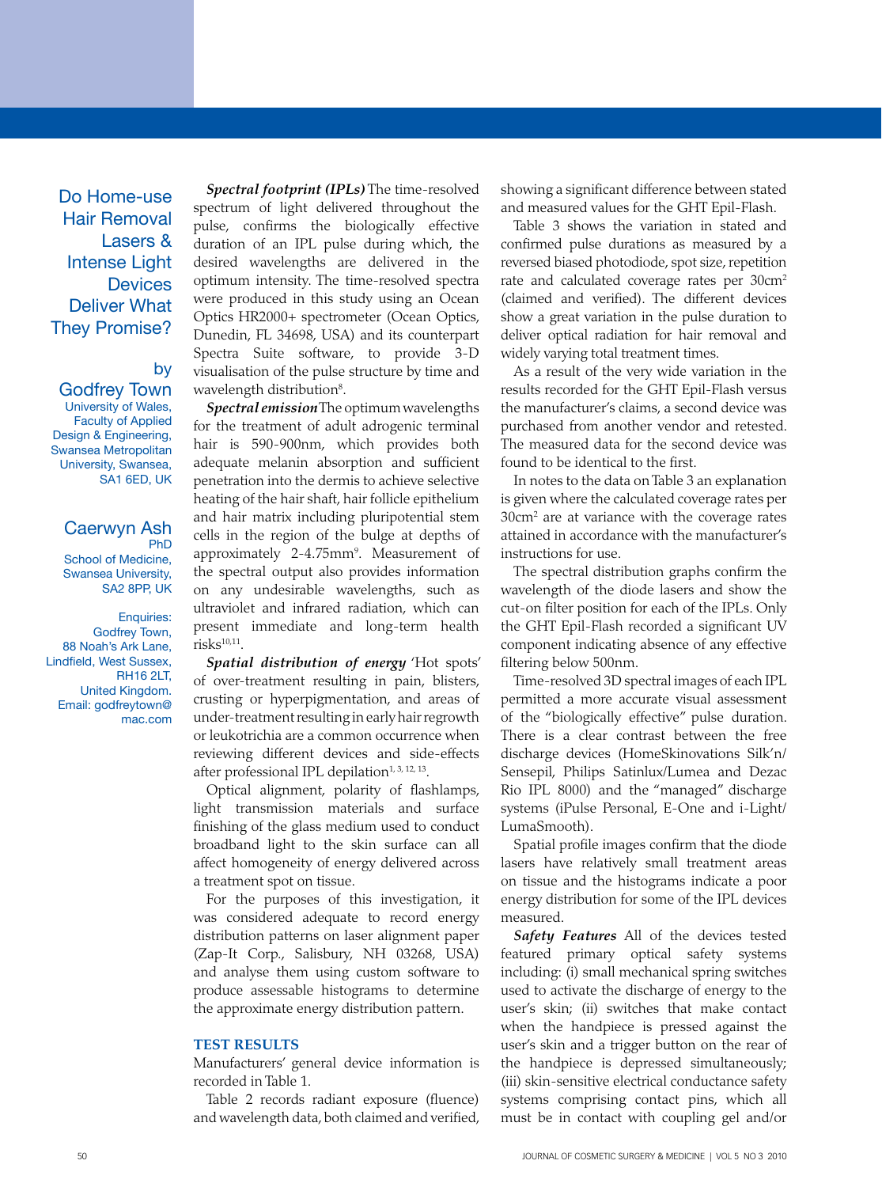Do Home-use Hair Removal Lasers & Intense Light Devices Deliver What They Promise?

by

**Godfrey Town**
University of Wales, Faculty of Applied Design & Engineering, Swansea Metropolitan University, Swansea, SA1 6ED, UK

**Caerwyn Ash** PhD
School of Medicine, Swansea University, SA2 8PP, UK

Enquiries:
Godfrey Town,
88 Noah's Ark Lane,
Lindfield, West Sussex,
RH16 2LT,
United Kingdom.
Email: godfreytown@mac.com

***Spectral footprint (IPLs)*** The time-resolved spectrum of light delivered throughout the pulse, confirms the biologically effective duration of an IPL pulse during which, the desired wavelengths are delivered in the optimum intensity. The time-resolved spectra were produced in this study using an Ocean Optics HR2000+ spectrometer (Ocean Optics, Dunedin, FL 34698, USA) and its counterpart Spectra Suite software, to provide 3-D visualisation of the pulse structure by time and wavelength distribution[8].

***Spectral emission*** The optimum wavelengths for the treatment of adult adrogenic terminal hair is 590-900nm, which provides both adequate melanin absorption and sufficient penetration into the dermis to achieve selective heating of the hair shaft, hair follicle epithelium and hair matrix including pluripotential stem cells in the region of the bulge at depths of approximately 2-4.75mm[9]. Measurement of the spectral output also provides information on any undesirable wavelengths, such as ultraviolet and infrared radiation, which can present immediate and long-term health risks[10,11].

***Spatial distribution of energy*** 'Hot spots' of over-treatment resulting in pain, blisters, crusting or hyperpigmentation, and areas of under-treatment resulting in early hair regrowth or leukotrichia are a common occurrence when reviewing different devices and side-effects after professional IPL depilation[1, 3, 12, 13].

Optical alignment, polarity of flashlamps, light transmission materials and surface finishing of the glass medium used to conduct broadband light to the skin surface can all affect homogeneity of energy delivered across a treatment spot on tissue.

For the purposes of this investigation, it was considered adequate to record energy distribution patterns on laser alignment paper (Zap-It Corp., Salisbury, NH 03268, USA) and analyse them using custom software to produce assessable histograms to determine the approximate energy distribution pattern.

## TEST RESULTS

Manufacturers' general device information is recorded in Table 1.

Table 2 records radiant exposure (fluence) and wavelength data, both claimed and verified, showing a significant difference between stated and measured values for the GHT Epil-Flash.

Table 3 shows the variation in stated and confirmed pulse durations as measured by a reversed biased photodiode, spot size, repetition rate and calculated coverage rates per 30cm$^2$ (claimed and verified). The different devices show a great variation in the pulse duration to deliver optical radiation for hair removal and widely varying total treatment times.

As a result of the very wide variation in the results recorded for the GHT Epil-Flash versus the manufacturer's claims, a second device was purchased from another vendor and retested. The measured data for the second device was found to be identical to the first.

In notes to the data on Table 3 an explanation is given where the calculated coverage rates per 30cm$^2$ are at variance with the coverage rates attained in accordance with the manufacturer's instructions for use.

The spectral distribution graphs confirm the wavelength of the diode lasers and show the cut-on filter position for each of the IPLs. Only the GHT Epil-Flash recorded a significant UV component indicating absence of any effective filtering below 500nm.

Time-resolved 3D spectral images of each IPL permitted a more accurate visual assessment of the "biologically effective" pulse duration. There is a clear contrast between the free discharge devices (HomeSkinovations Silk'n/Sensepil, Philips Satinlux/Lumea and Dezac Rio IPL 8000) and the "managed" discharge systems (iPulse Personal, E-One and i-Light/LumaSmooth).

Spatial profile images confirm that the diode lasers have relatively small treatment areas on tissue and the histograms indicate a poor energy distribution for some of the IPL devices measured.

***Safety Features*** All of the devices tested featured primary optical safety systems including: (i) small mechanical spring switches used to activate the discharge of energy to the user's skin; (ii) switches that make contact when the handpiece is pressed against the user's skin and a trigger button on the rear of the handpiece is depressed simultaneously; (iii) skin-sensitive electrical conductance safety systems comprising contact pins, which all must be in contact with coupling gel and/or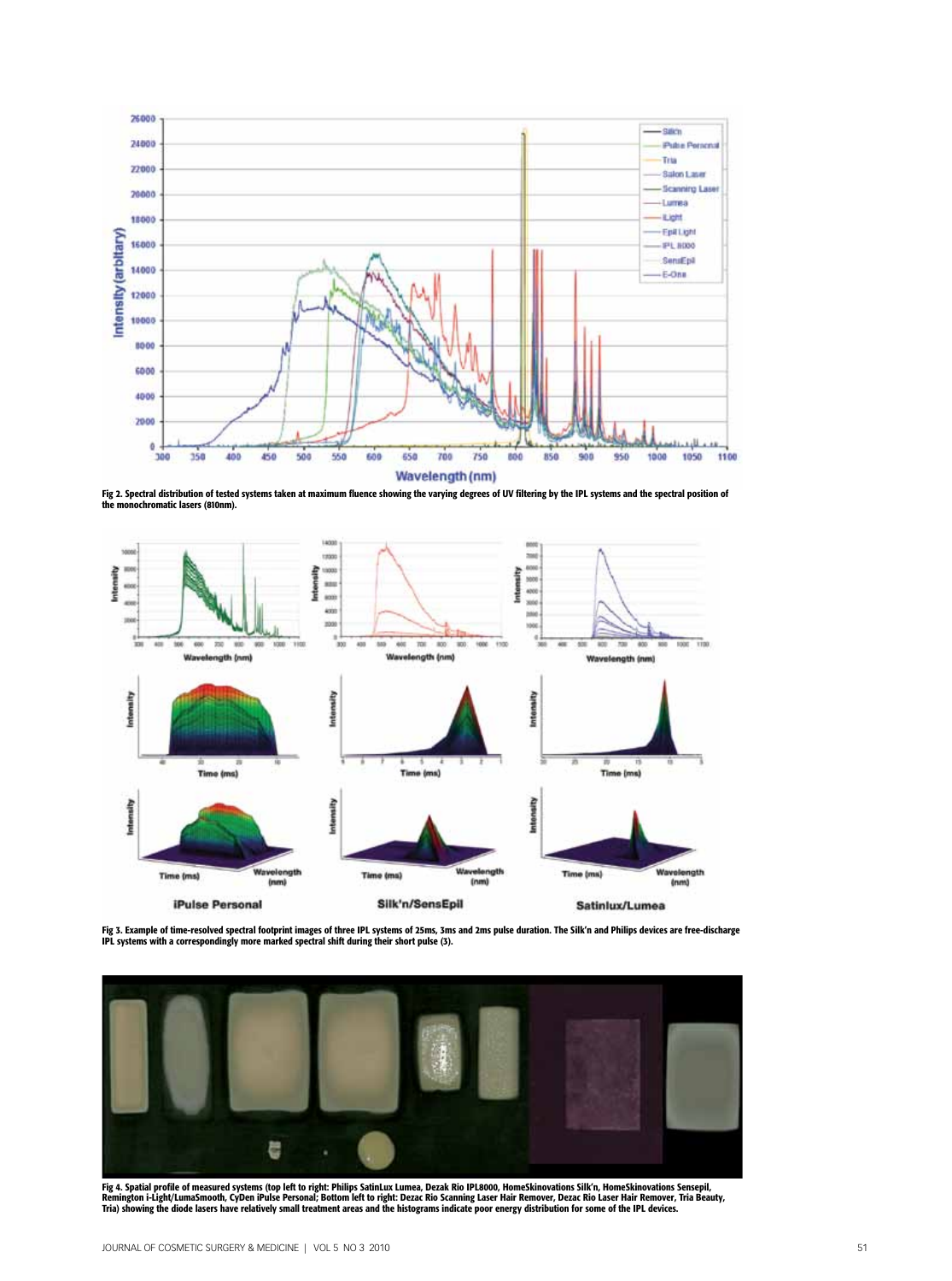Fig 2. Spectral distribution of tested systems taken at maximum fluence showing the varying degrees of UV filtering by the IPL systems and the spectral position of the monochromatic lasers (810nm).

Fig 3. Example of time-resolved spectral footprint images of three IPL systems of 25ms, 3ms and 2ms pulse duration. The Silk'n and Philips devices are free-discharge IPL systems with a correspondingly more marked spectral shift during their short pulse (3).

Fig 4. Spatial profile of measured systems (top left to right: Philips SatinLux Lumea, Dezak Rio IPL8000, HomeSkinovations Silk'n, HomeSkinovations Sensepil, Remington i-Light/LumaSmooth, CyDen iPulse Personal; Bottom left to right: Dezac Rio Scanning Laser Hair Remover, Dezac Rio Laser Hair Remover, Tria Beauty, Tria) showing the diode lasers have relatively small treatment areas and the histograms indicate poor energy distribution for some of the IPL devices.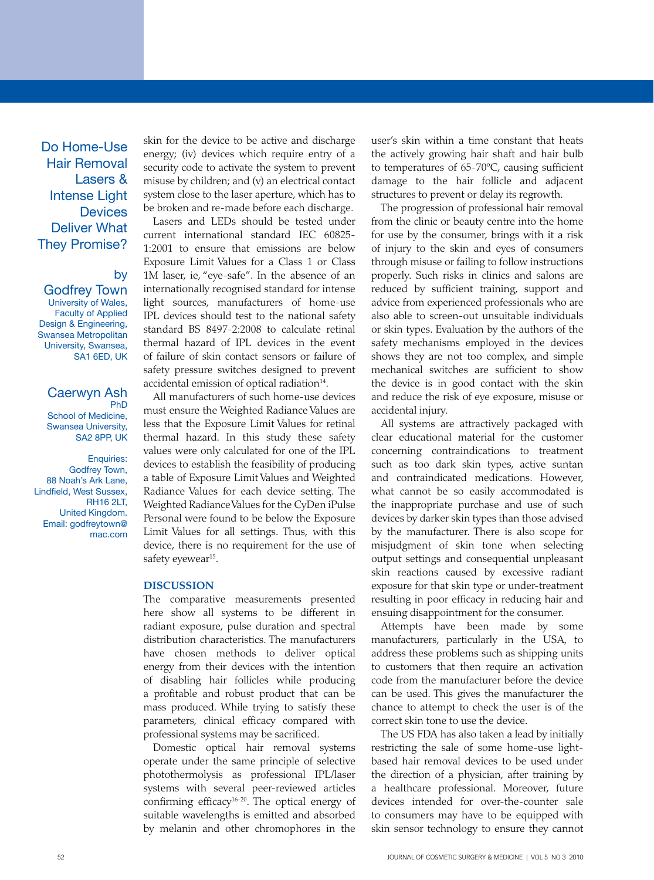skin for the device to be active and discharge energy; (iv) devices which require entry of a security code to activate the system to prevent misuse by children; and (v) an electrical contact system close to the laser aperture, which has to be broken and re-made before each discharge.

Lasers and LEDs should be tested under current international standard IEC 60825-1:2001 to ensure that emissions are below Exposure Limit Values for a Class 1 or Class 1M laser, ie, "eye-safe". In the absence of an internationally recognised standard for intense light sources, manufacturers of home-use IPL devices should test to the national safety standard BS 8497-2:2008 to calculate retinal thermal hazard of IPL devices in the event of failure of skin contact sensors or failure of safety pressure switches designed to prevent accidental emission of optical radiation[14].

All manufacturers of such home-use devices must ensure the Weighted Radiance Values are less that the Exposure Limit Values for retinal thermal hazard. In this study these safety values were only calculated for one of the IPL devices to establish the feasibility of producing a table of Exposure Limit Values and Weighted Radiance Values for each device setting. The Weighted Radiance Values for the CyDen iPulse Personal were found to be below the Exposure Limit Values for all settings. Thus, with this device, there is no requirement for the use of safety eyewear[15].

## DISCUSSION

The comparative measurements presented here show all systems to be different in radiant exposure, pulse duration and spectral distribution characteristics. The manufacturers have chosen methods to deliver optical energy from their devices with the intention of disabling hair follicles while producing a profitable and robust product that can be mass produced. While trying to satisfy these parameters, clinical efficacy compared with professional systems may be sacrificed.

Domestic optical hair removal systems operate under the same principle of selective photothermolysis as professional IPL/laser systems with several peer-reviewed articles confirming efficacy[16-20]. The optical energy of suitable wavelengths is emitted and absorbed by melanin and other chromophores in the user's skin within a time constant that heats the actively growing hair shaft and hair bulb to temperatures of 65-70ºC, causing sufficient damage to the hair follicle and adjacent structures to prevent or delay its regrowth.

The progression of professional hair removal from the clinic or beauty centre into the home for use by the consumer, brings with it a risk of injury to the skin and eyes of consumers through misuse or failing to follow instructions properly. Such risks in clinics and salons are reduced by sufficient training, support and advice from experienced professionals who are also able to screen-out unsuitable individuals or skin types. Evaluation by the authors of the safety mechanisms employed in the devices shows they are not too complex, and simple mechanical switches are sufficient to show the device is in good contact with the skin and reduce the risk of eye exposure, misuse or accidental injury.

All systems are attractively packaged with clear educational material for the customer concerning contraindications to treatment such as too dark skin types, active suntan and contraindicated medications. However, what cannot be so easily accommodated is the inappropriate purchase and use of such devices by darker skin types than those advised by the manufacturer. There is also scope for misjudgment of skin tone when selecting output settings and consequential unpleasant skin reactions caused by excessive radiant exposure for that skin type or under-treatment resulting in poor efficacy in reducing hair and ensuing disappointment for the consumer.

Attempts have been made by some manufacturers, particularly in the USA, to address these problems such as shipping units to customers that then require an activation code from the manufacturer before the device can be used. This gives the manufacturer the chance to attempt to check the user is of the correct skin tone to use the device.

The US FDA has also taken a lead by initially restricting the sale of some home-use light-based hair removal devices to be used under the direction of a physician, after training by a healthcare professional. Moreover, future devices intended for over-the-counter sale to consumers may have to be equipped with skin sensor technology to ensure they cannot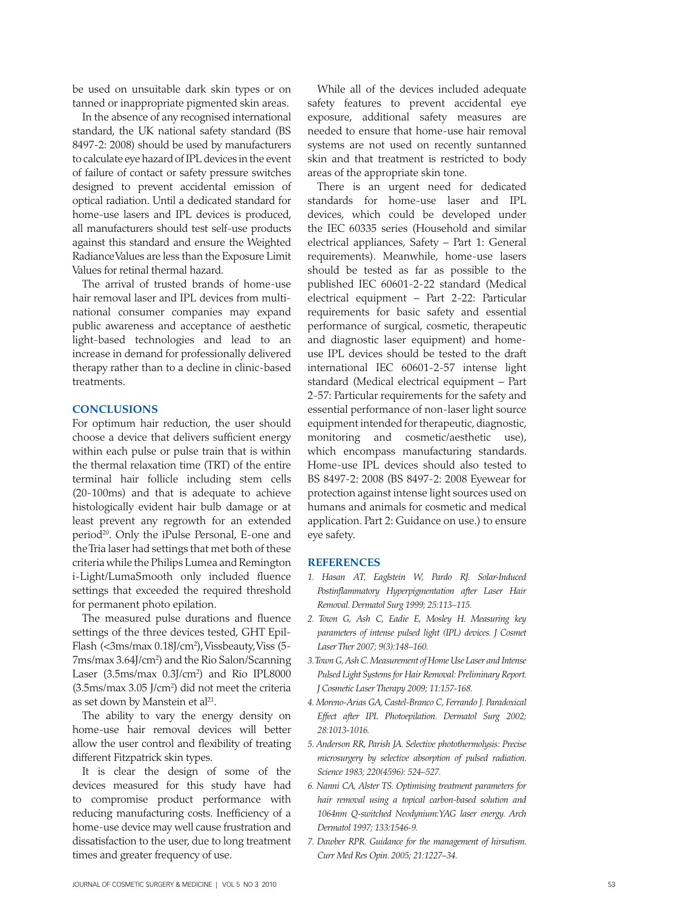be used on unsuitable dark skin types or on tanned or inappropriate pigmented skin areas.

In the absence of any recognised international standard, the UK national safety standard (BS 8497-2: 2008) should be used by manufacturers to calculate eye hazard of IPL devices in the event of failure of contact or safety pressure switches designed to prevent accidental emission of optical radiation. Until a dedicated standard for home-use lasers and IPL devices is produced, all manufacturers should test self-use products against this standard and ensure the Weighted Radiance Values are less than the Exposure Limit Values for retinal thermal hazard.

The arrival of trusted brands of home-use hair removal laser and IPL devices from multi-national consumer companies may expand public awareness and acceptance of aesthetic light-based technologies and lead to an increase in demand for professionally delivered therapy rather than to a decline in clinic-based treatments.

## CONCLUSIONS

For optimum hair reduction, the user should choose a device that delivers sufficient energy within each pulse or pulse train that is within the thermal relaxation time (TRT) of the entire terminal hair follicle including stem cells (20-100ms) and that is adequate to achieve histologically evident hair bulb damage or at least prevent any regrowth for an extended period[20]. Only the iPulse Personal, E-one and the Tria laser had settings that met both of these criteria while the Philips Lumea and Remington i-Light/LumaSmooth only included fluence settings that exceeded the required threshold for permanent photo epilation.

The measured pulse durations and fluence settings of the three devices tested, GHT Epil-Flash (<3ms/max 0.18J/cm$^2$), Vissbeauty, Viss (5-7ms/max 3.64J/cm$^2$) and the Rio Salon/Scanning Laser (3.5ms/max 0.3J/cm$^2$) and Rio IPL8000 (3.5ms/max 3.05 J/cm$^2$) did not meet the criteria as set down by Manstein et al[21].

The ability to vary the energy density on home-use hair removal devices will better allow the user control and flexibility of treating different Fitzpatrick skin types.

It is clear the design of some of the devices measured for this study have had to compromise product performance with reducing manufacturing costs. Inefficiency of a home-use device may well cause frustration and dissatisfaction to the user, due to long treatment times and greater frequency of use.

While all of the devices included adequate safety features to prevent accidental eye exposure, additional safety measures are needed to ensure that home-use hair removal systems are not used on recently suntanned skin and that treatment is restricted to body areas of the appropriate skin tone.

There is an urgent need for dedicated standards for home-use laser and IPL devices, which could be developed under the IEC 60335 series (Household and similar electrical appliances, Safety – Part 1: General requirements). Meanwhile, home-use lasers should be tested as far as possible to the published IEC 60601-2-22 standard (Medical electrical equipment – Part 2-22: Particular requirements for basic safety and essential performance of surgical, cosmetic, therapeutic and diagnostic laser equipment) and home-use IPL devices should be tested to the draft international IEC 60601-2-57 intense light standard (Medical electrical equipment – Part 2-57: Particular requirements for the safety and essential performance of non-laser light source equipment intended for therapeutic, diagnostic, monitoring and cosmetic/aesthetic use), which encompass manufacturing standards. Home-use IPL devices should also tested to BS 8497-2: 2008 (BS 8497-2: 2008 Eyewear for protection against intense light sources used on humans and animals for cosmetic and medical application. Part 2: Guidance on use.) to ensure eye safety.

## REFERENCES

1. *Hasan AT, Eaglstein W, Pardo RJ. Solar-Induced Postinflammatory Hyperpigmentation after Laser Hair Removal. Dermatol Surg 1999; 25:113–115.*
2. *Town G, Ash C, Eadie E, Mosley H. Measuring key parameters of intense pulsed light (IPL) devices. J Cosmet Laser Ther 2007; 9(3):148–160.*
3. *Town G, Ash C. Measurement of Home Use Laser and Intense Pulsed Light Systems for Hair Removal: Preliminary Report. J Cosmetic Laser Therapy 2009; 11:157-168.*
4. *Moreno-Arias GA, Castel-Branco C, Ferrando J. Paradoxical Effect after IPL Photoepilation. Dermatol Surg 2002; 28:1013-1016.*
5. *Anderson RR, Parish JA. Selective photothermolysis: Precise microsurgery by selective absorption of pulsed radiation. Science 1983; 220(4596): 524–527.*
6. *Nanni CA, Alster TS. Optimising treatment parameters for hair removal using a topical carbon-based solution and 1064nm Q-switched Neodymium:YAG laser energy. Arch Dermatol 1997; 133:1546-9.*
7. *Dawber RPR. Guidance for the management of hirsutism. Curr Med Res Opin. 2005; 21:1227–34.*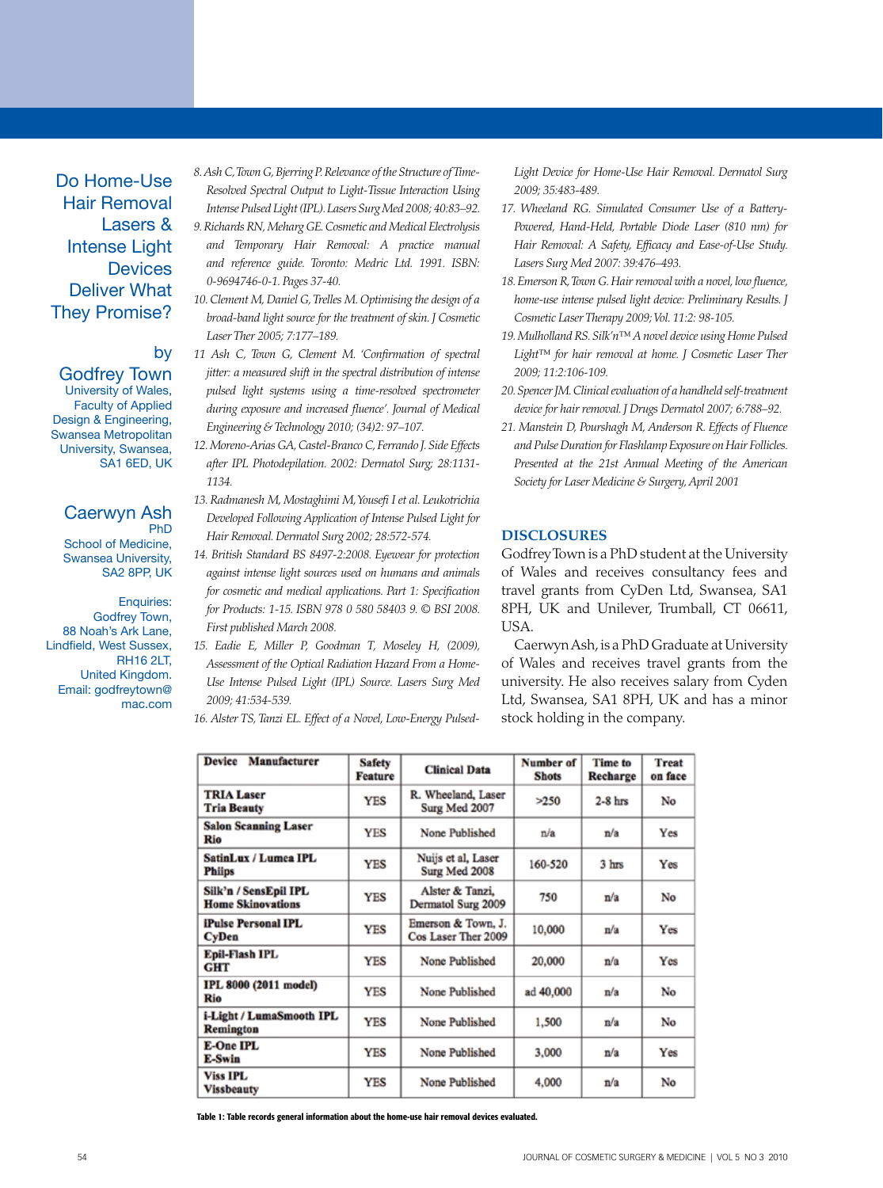# Do Home-Use Hair Removal Lasers & Intense Light Devices Deliver What They Promise?

by

**Godfrey Town**
University of Wales, Faculty of Applied Design & Engineering, Swansea Metropolitan University, Swansea, SA1 6ED, UK

**Caerwyn Ash**
PhD
School of Medicine, Swansea University, SA2 8PP, UK

Enquiries:
Godfrey Town, 88 Noah's Ark Lane, Lindfield, West Sussex, RH16 2LT, United Kingdom.
Email: godfreytown@mac.com

8. Ash C, Town G, Bjerring P. Relevance of the Structure of Time-Resolved Spectral Output to Light-Tissue Interaction Using Intense Pulsed Light (IPL). Lasers Surg Med 2008; 40:83–92.
9. Richards RN, Meharg GE. Cosmetic and Medical Electrolysis and Temporary Hair Removal: A practice manual and reference guide. Toronto: Medric Ltd. 1991. ISBN: 0-9694746-0-1. Pages 37-40.
10. Clement M, Daniel G, Trelles M. Optimising the design of a broad-band light source for the treatment of skin. J Cosmetic Laser Ther 2005; 7:177–189.
11 Ash C, Town G, Clement M. 'Confirmation of spectral jitter: a measured shift in the spectral distribution of intense pulsed light systems using a time-resolved spectrometer during exposure and increased fluence'. Journal of Medical Engineering & Technology 2010; (34)2: 97–107.
12. Moreno-Arias GA, Castel-Branco C, Ferrando J. Side Effects after IPL Photodepilation. 2002: Dermatol Surg; 28:1131-1134.
13. Radmanesh M, Mostaghimi M, Yousefi I et al. Leukotrichia Developed Following Application of Intense Pulsed Light for Hair Removal. Dermatol Surg 2002; 28:572-574.
14. British Standard BS 8497-2:2008. Eyewear for protection against intense light sources used on humans and animals for cosmetic and medical applications. Part 1: Specification for Products: 1-15. ISBN 978 0 580 58403 9. © BSI 2008. First published March 2008.
15. Eadie E, Miller P, Goodman T, Moseley H, (2009), Assessment of the Optical Radiation Hazard From a Home-Use Intense Pulsed Light (IPL) Source. Lasers Surg Med 2009; 41:534-539.
16. Alster TS, Tanzi EL. Effect of a Novel, Low-Energy Pulsed-Light Device for Home-Use Hair Removal. Dermatol Surg 2009; 35:483-489.
17. Wheeland RG. Simulated Consumer Use of a Battery-Powered, Hand-Held, Portable Diode Laser (810 nm) for Hair Removal: A Safety, Efficacy and Ease-of-Use Study. Lasers Surg Med 2007: 39:476–493.
18. Emerson R, Town G. Hair removal with a novel, low fluence, home-use intense pulsed light device: Preliminary Results. J Cosmetic Laser Therapy 2009; Vol. 11:2: 98-105.
19. Mulholland RS. Silk'n™ A novel device using Home Pulsed Light™ for hair removal at home. J Cosmetic Laser Ther 2009; 11:2:106-109.
20. Spencer JM. Clinical evaluation of a handheld self-treatment device for hair removal. J Drugs Dermatol 2007; 6:788–92.
21. Manstein D, Pourshagh M, Anderson R. Effects of Fluence and Pulse Duration for Flashlamp Exposure on Hair Follicles. Presented at the 21st Annual Meeting of the American Society for Laser Medicine & Surgery, April 2001

## DISCLOSURES

Godfrey Town is a PhD student at the University of Wales and receives consultancy fees and travel grants from CyDen Ltd, Swansea, SA1 8PH, UK and Unilever, Trumball, CT 06611, USA.

Caerwyn Ash, is a PhD Graduate at University of Wales and receives travel grants from the university. He also receives salary from Cyden Ltd, Swansea, SA1 8PH, UK and has a minor stock holding in the company.

| Device Manufacturer | Safety Feature | Clinical Data | Number of Shots | Time to Recharge | Treat on face |
|---|---|---|---|---|---|
| TRIA Laser<br>Tria Beauty | YES | R. Wheeland, Laser Surg Med 2007 | >250 | 2-8 hrs | No |
| Salon Scanning Laser<br>Rio | YES | None Published | n/a | n/a | Yes |
| SatinLux / Lumea IPL<br>Philips | YES | Nuijs et al, Laser Surg Med 2008 | 160-520 | 3 hrs | Yes |
| Silk'n / SensEpil IPL<br>Home Skinovations | YES | Alster & Tanzi, Dermatol Surg 2009 | 750 | n/a | No |
| iPulse Personal IPL<br>CyDen | YES | Emerson & Town, J. Cos Laser Ther 2009 | 10,000 | n/a | Yes |
| Epil-Flash IPL<br>GHT | YES | None Published | 20,000 | n/a | Yes |
| IPL 8000 (2011 model)<br>Rio | YES | None Published | ad 40,000 | n/a | No |
| i-Light / LumaSmooth IPL<br>Remington | YES | None Published | 1,500 | n/a | No |
| E-One IPL<br>E-Swin | YES | None Published | 3,000 | n/a | Yes |
| Viss IPL<br>Vissbeauty | YES | None Published | 4,000 | n/a | No |

**Table 1: Table records general information about the home-use hair removal devices evaluated.**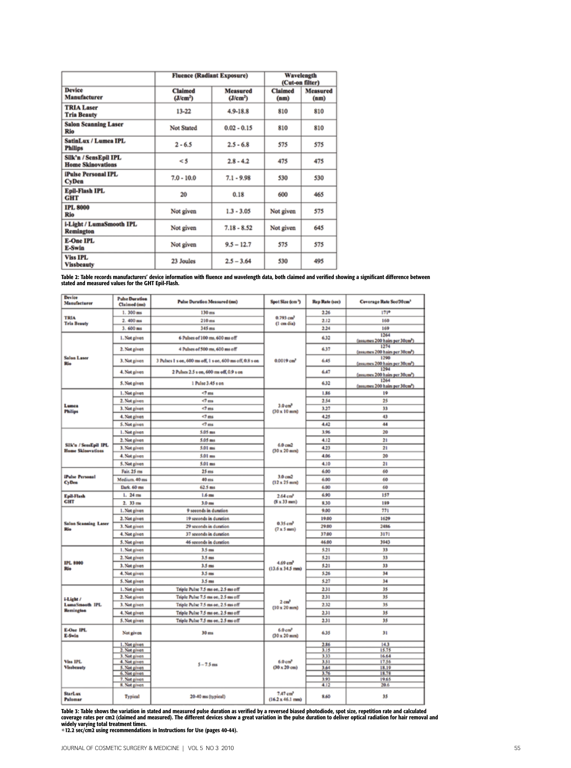| | Fluence (Radiant Exposure) | | Wavelength (Cut-on filter) | |
|---|---|---|---|---|
| **Device Manufacturer** | **Claimed ($J/cm^2$)** | **Measured ($J/cm^2$)** | **Claimed (nm)** | **Measured (nm)** |
| **TRIA Laser Tria Beauty** | 13-22 | 4.9-18.8 | 810 | 810 |
| **Salon Scanning Laser Rio** | Not Stated | 0.02 - 0.15 | 810 | 810 |
| **SatinLux / Lumea IPL Philips** | 2 - 6.5 | 2.5 - 6.8 | 575 | 575 |
| **Silk'n / SensEpil IPL Home Skinovations** | < 5 | 2.8 - 4.2 | 475 | 475 |
| **iPulse Personal IPL CyDen** | 7.0 - 10.0 | 7.1 - 9.98 | 530 | 530 |
| **Epil-Flash IPL GHT** | 20 | 0.18 | 600 | 465 |
| **IPL 8000 Rio** | Not given | 1.3 - 3.05 | Not given | 575 |
| **i-Light / LumaSmooth IPL Remington** | Not given | 7.18 - 8.52 | Not given | 645 |
| **E-One IPL E-Swin** | Not given | 9.5 – 12.7 | 575 | 575 |
| **Viss IPL Vissbeauty** | 23 Joules | 2.5 – 3.64 | 530 | 495 |

**Table 2: Table records manufacturers' device information with fluence and wavelength data, both claimed and verified showing a significant difference between stated and measured values for the GHT Epil-Flash.**

| Device Manufacturer | Pulse Duration Claimed (ms) | Pulse Duration Measured (ms) | Spot Size ($cm^2$) | Rep Rate (sec) | Coverage Rate Sec/30$cm^2$ |
|---|---|---|---|---|---|
| TRIA Tria Beauty | 1. 300 ms | 130 ms | 0.793 $cm^2$ (1 cm dia) | 2.26 | 171* |
| | 2. 400 ms | 210 ms | | 2.12 | 160 |
| | 3. 600 ms | 345 ms | | 2.24 | 169 |
| Salon Laser Rio | 1. Not given | 6 Pulses of 100 ms, 600 ms off | 0.0019 $cm^2$ | 6.32 | 1264 (assumes 200 hairs per 30$cm^2$) |
| | 2. Not given | 4 Pulses of 500 ms, 600 ms off | | 6.37 | 1274 (assumes 200 hairs per 30$cm^2$) |
| | 3. Not given | 3 Pulses 1 s on, 600 ms off, 1 s on, 600 ms off, 0.8 s on | | 6.45 | 1290 (assumes 200 hairs per 30$cm^2$) |
| | 4. Not given | 2 Pulses 2.5 s on, 600 ms off, 0.9 s on | | 6.47 | 1294 (assumes 200 hairs per 30$cm^2$) |
| | 5. Not given | 1 Pulse 3.45 s on | | 6.32 | 1264 (assumes 200 hairs per 30$cm^2$) |
| Lumea Philips | 1. Not given | <7 ms | 3.0 $cm^2$ (30 x 10 mm) | 1.86 | 19 |
| | 2. Not given | <7 ms | | 2.54 | 25 |
| | 3. Not given | <7 ms | | 3.27 | 33 |
| | 4. Not given | <7 ms | | 4.25 | 43 |
| | 5. Not given | <7 ms | | 4.42 | 44 |
| Silk'n / SensEpil IPL Home Skinovations | 1. Not given | 5.05 ms | 6.0 cm2 (30 x 20 mm) | 3.96 | 20 |
| | 2. Not given | 5.05 ms | | 4.12 | 21 |
| | 3. Not given | 5.01 ms | | 4.23 | 21 |
| | 4. Not given | 5.01 ms | | 4.06 | 20 |
| | 5. Not given | 5.01 ms | | 4.10 | 21 |
| iPulse Personal CyDen | Fair, 25 ms | 25 ms | 3.0 cm2 (12 x 25 mm) | 6.00 | 60 |
| | Medium, 40 ms | 40 ms | | 6.00 | 60 |
| | Dark, 60 ms | 62.5 ms | | 6.00 | 60 |
| Epil-Flash GHT | 1. 24 ms | 1.6 ms | 2.64 $cm^2$ (8 x 33 mm) | 6.90 | 157 |
| | 2. 33 ms | 3.0 ms | | 8.30 | 189 |
| Salon Scanning Laser Rio | 1. Not given | 9 seconds in duration | 0.35 $cm^2$ (7 x 5 mm) | 9.00 | 771 |
| | 2. Not given | 19 seconds in duration | | 19.00 | 1629 |
| | 3. Not given | 29 seconds in duration | | 29.00 | 2486 |
| | 4. Not given | 37 seconds in duration | | 37.00 | 3171 |
| | 5. Not given | 46 seconds in duration | | 46.00 | 3943 |
| IPL 8000 Rio | 1. Not given | 3.5 ms | 4.69 $cm^2$ (13.6 x 34.5 mm) | 5.21 | 33 |
| | 2. Not given | 3.5 ms | | 5.21 | 33 |
| | 3. Not given | 3.5 ms | | 5.21 | 33 |
| | 4. Not given | 3.5 ms | | 5.26 | 34 |
| | 5. Not given | 3.5 ms | | 5.27 | 34 |
| i-Light / LumaSmooth IPL Remington | 1. Not given | Triple Pulse 7.5 ms on, 2.5 ms off | 2 $cm^2$ (10 x 20 mm) | 2.31 | 35 |
| | 2. Not given | Triple Pulse 7.5 ms on, 2.5 ms off | | 2.31 | 35 |
| | 3. Not given | Triple Pulse 7.5 ms on, 2.5 ms off | | 2.32 | 35 |
| | 4. Not given | Triple Pulse 7.5 ms on, 2.5 ms off | | 2.31 | 35 |
| | 5. Not given | Triple Pulse 7.5 ms on, 2.5 ms off | | 2.31 | 35 |
| E-One IPL E-Swin | Not given | 30 ms | 6.0 $cm^2$ (30 x 20 mm) | 6.35 | 31 |
| Viss IPL Vissbeauty | 1. Not given | 5 – 7.5 ms | 6.0 $cm^2$ (30 x 20 cm) | 2.86 | 14.3 |
| | 2. Not given | | | 3.15 | 15.75 |
| | 3. Not given | | | 3.33 | 16.64 |
| | 4. Not given | | | 3.51 | 17.56 |
| | 5. Not given | | | 3.64 | 18.19 |
| | 6. Not given | | | 3.76 | 18.78 |
| | 7. Not given | | | 3.93 | 19.65 |
| | 8. Not given | | | 4.12 | 20.6 |
| StarLux Palomar | Typical | 20-40 ms (typical) | 7.47 $cm^2$ (16.2 x 46.1 mm) | 8.60 | 35 |

**Table 3: Table shows the variation in stated and measured pulse duration as verified by a reversed biased photodiode, spot size, repetition rate and calculated coverage rates per cm2 (claimed and measured). The different devices show a great variation in the pulse duration to deliver optical radiation for hair removal and widely varying total treatment times.**
**\*12.2 sec/cm2 using recommendations in Instructions for Use (pages 40-44).**